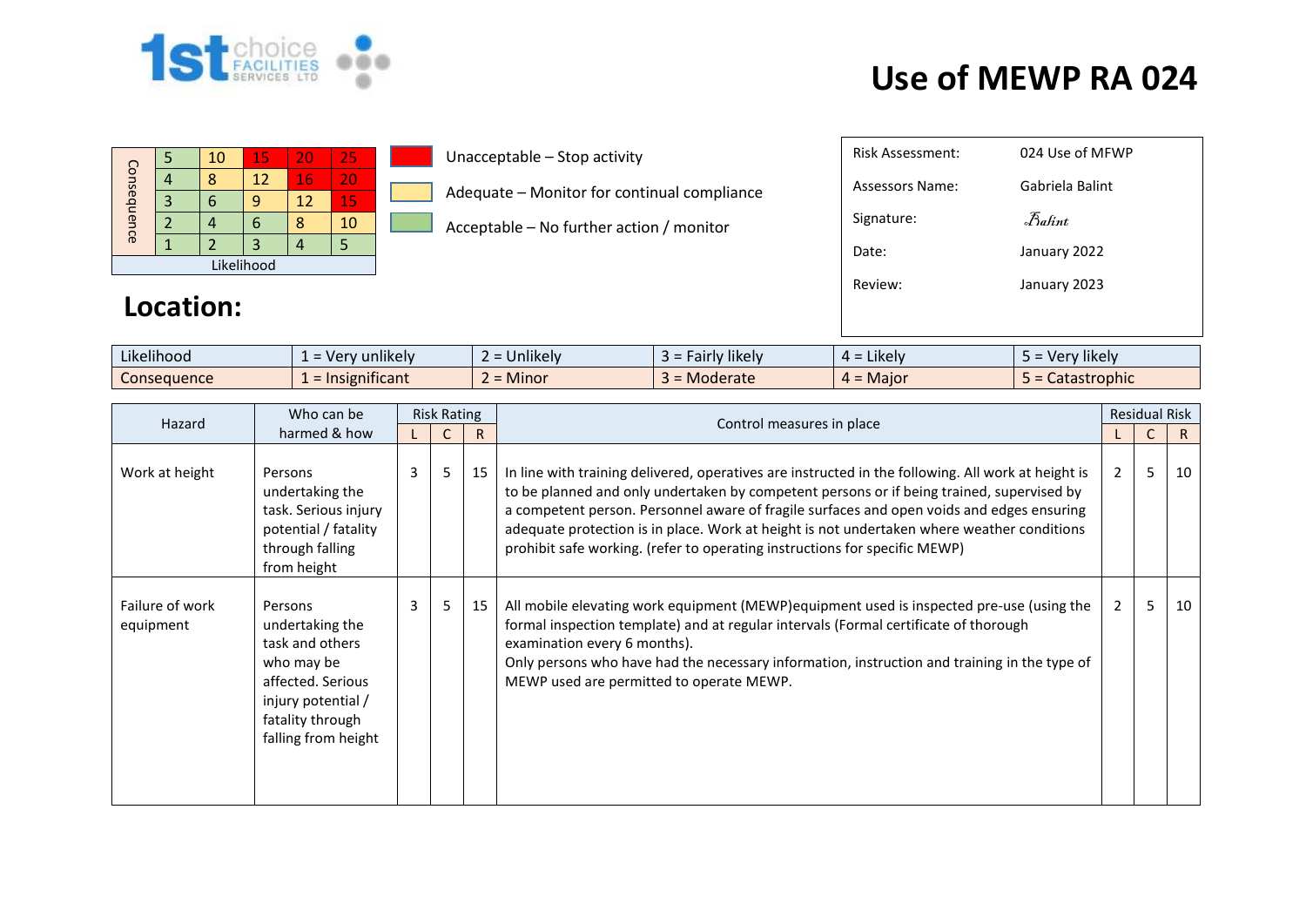# Use of MEWP RA 024

| Consequence | | | | | |
|---|---|---|---|---|---|
| 5 | 5 | 10 | 15 | 20 | 25 |
| 4 | 4 | 8 | 12 | 16 | 20 |
| 3 | 3 | 6 | 9 | 12 | 15 |
| 2 | 2 | 4 | 6 | 8 | 10 |
| 1 | 1 | 2 | 3 | 4 | 5 |
| | Likelihood | | | | |

Unacceptable – Stop activity

Adequate – Monitor for continual compliance

Acceptable – No further action / monitor

| | |
|---|---|
| Risk Assessment: | 024 Use of MFWP |
| Assessors Name: | Gabriela Balint |
| Signature: | Balint |
| Date: | January 2022 |
| Review: | January 2023 |

## Location:

| | | | | | |
|---|---|---|---|---|---|
| Likelihood | 1 = Very unlikely | 2 = Unlikely | 3 = Fairly likely | 4 = Likely | 5 = Very likely |
| Consequence | 1 = Insignificant | 2 = Minor | 3 = Moderate | 4 = Major | 5 = Catastrophic |

| Hazard | Who can be harmed & how | Risk Rating | | | Control measures in place | Residual Risk | | |
|---|---|---|---|---|---|---|---|---|
| | | L | C | R | | L | C | R |
| Work at height | Persons undertaking the task. Serious injury potential / fatality through falling from height | 3 | 5 | 15 | In line with training delivered, operatives are instructed in the following. All work at height is to be planned and only undertaken by competent persons or if being trained, supervised by a competent person. Personnel aware of fragile surfaces and open voids and edges ensuring adequate protection is in place. Work at height is not undertaken where weather conditions prohibit safe working. (refer to operating instructions for specific MEWP) | 2 | 5 | 10 |
| Failure of work equipment | Persons undertaking the task and others who may be affected. Serious injury potential / fatality through falling from height | 3 | 5 | 15 | All mobile elevating work equipment (MEWP)equipment used is inspected pre-use (using the formal inspection template) and at regular intervals (Formal certificate of thorough examination every 6 months).<br>Only persons who have had the necessary information, instruction and training in the type of MEWP used are permitted to operate MEWP. | 2 | 5 | 10 |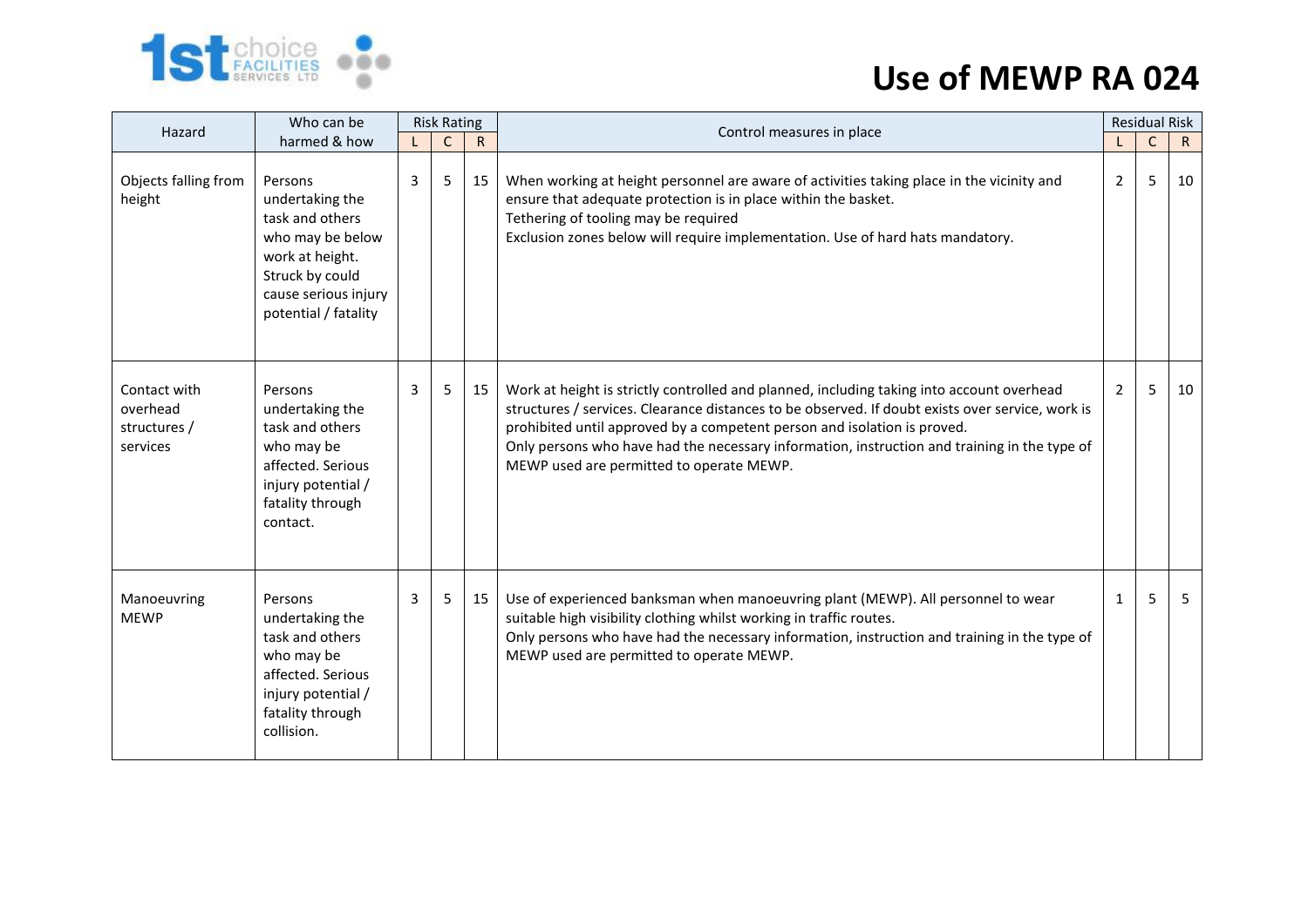# Use of MEWP RA 024

| Hazard | Who can be harmed & how | Risk Rating | | | Control measures in place | Residual Risk | | |
|---|---|---|---|---|---|---|---|---|
| | | L | C | R | | L | C | R |
| Objects falling from height | Persons undertaking the task and others who may be below work at height. Struck by could cause serious injury potential / fatality | 3 | 5 | 15 | When working at height personnel are aware of activities taking place in the vicinity and ensure that adequate protection is in place within the basket.<br>Tethering of tooling may be required<br>Exclusion zones below will require implementation. Use of hard hats mandatory. | 2 | 5 | 10 |
| Contact with overhead structures / services | Persons undertaking the task and others who may be affected. Serious injury potential / fatality through contact. | 3 | 5 | 15 | Work at height is strictly controlled and planned, including taking into account overhead structures / services. Clearance distances to be observed. If doubt exists over service, work is prohibited until approved by a competent person and isolation is proved.<br>Only persons who have had the necessary information, instruction and training in the type of MEWP used are permitted to operate MEWP. | 2 | 5 | 10 |
| Manoeuvring MEWP | Persons undertaking the task and others who may be affected. Serious injury potential / fatality through collision. | 3 | 5 | 15 | Use of experienced banksman when manoeuvring plant (MEWP). All personnel to wear suitable high visibility clothing whilst working in traffic routes.<br>Only persons who have had the necessary information, instruction and training in the type of MEWP used are permitted to operate MEWP. | 1 | 5 | 5 |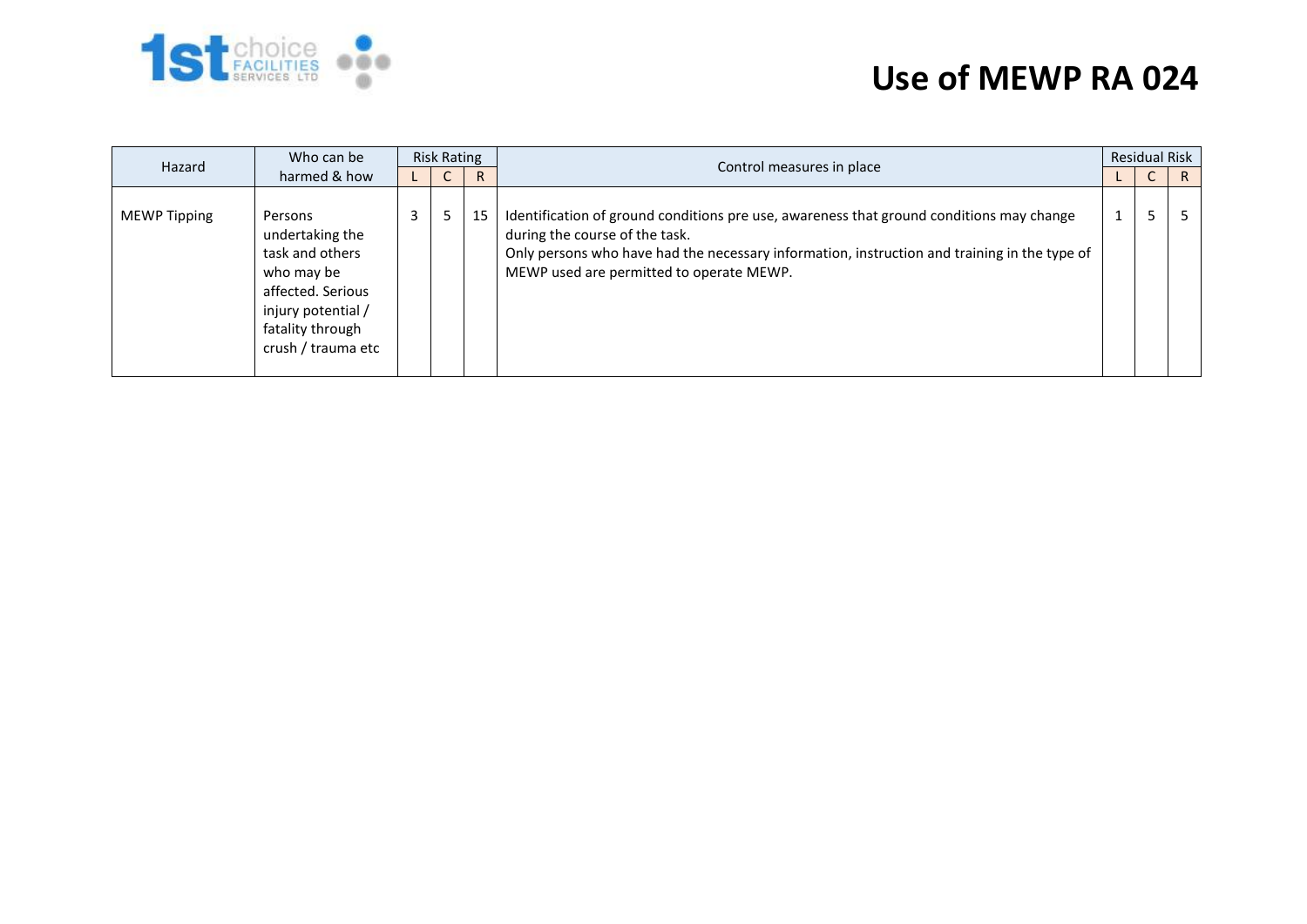| Hazard | Who can be harmed & how | Risk Rating | | | Control measures in place | Residual Risk | | |
|---|---|---|---|---|---|---|---|---|
| | | L | C | R | | L | C | R |
| MEWP Tipping | Persons undertaking the task and others who may be affected. Serious injury potential / fatality through crush / trauma etc | 3 | 5 | 15 | Identification of ground conditions pre use, awareness that ground conditions may change during the course of the task.<br>Only persons who have had the necessary information, instruction and training in the type of MEWP used are permitted to operate MEWP. | 1 | 5 | 5 |